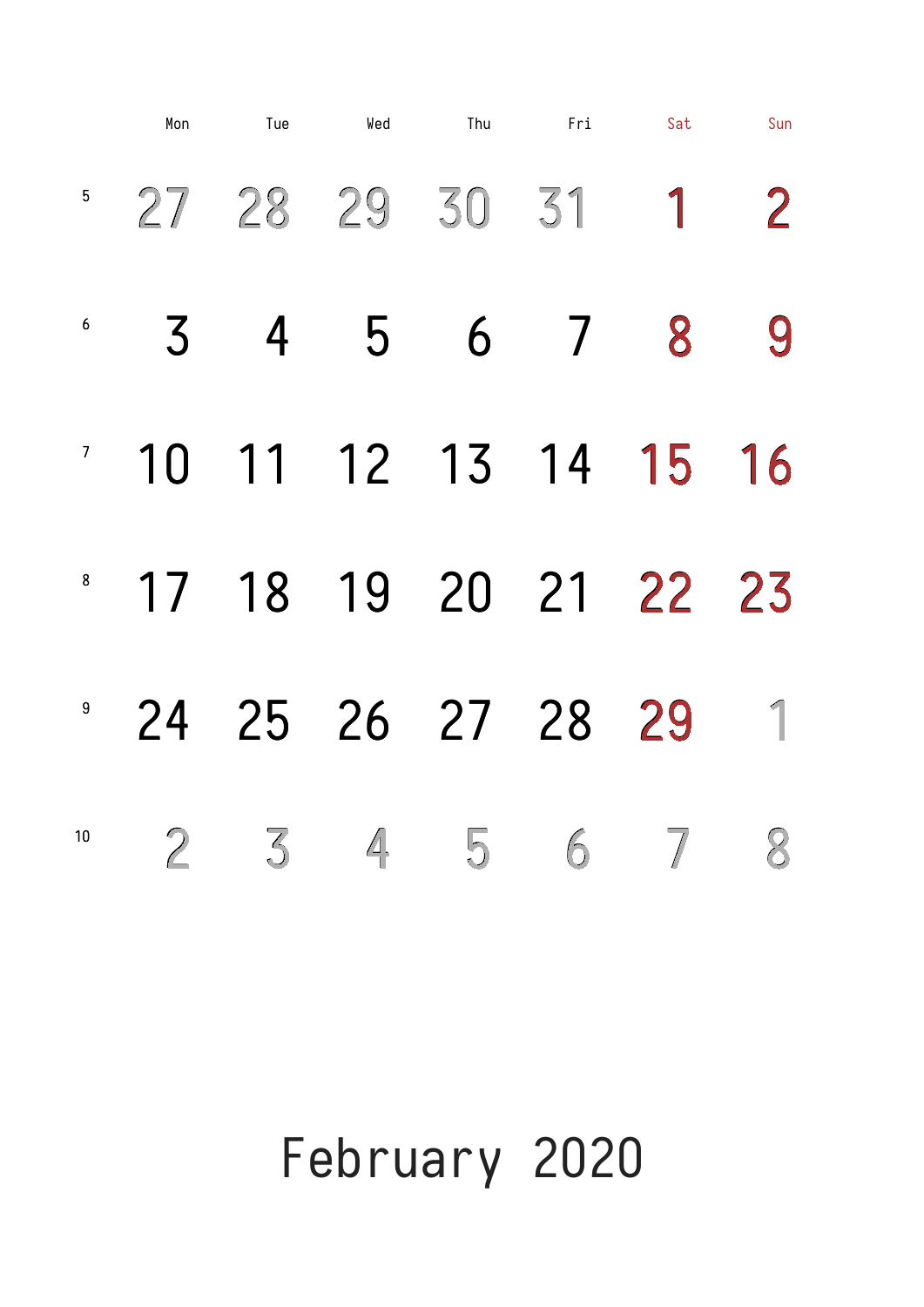|  | Mon | Tue | Wed | Thu | Fri | Sat | Sun |
|---|---|---|---|---|---|---|---|
| 5 | 27 | 28 | 29 | 30 | 31 | 1 | 2 |
| 6 | 3 | 4 | 5 | 6 | 7 | 8 | 9 |
| 7 | 10 | 11 | 12 | 13 | 14 | 15 | 16 |
| 8 | 17 | 18 | 19 | 20 | 21 | 22 | 23 |
| 9 | 24 | 25 | 26 | 27 | 28 | 29 | 1 |
| 10 | 2 | 3 | 4 | 5 | 6 | 7 | 8 |

# February 2020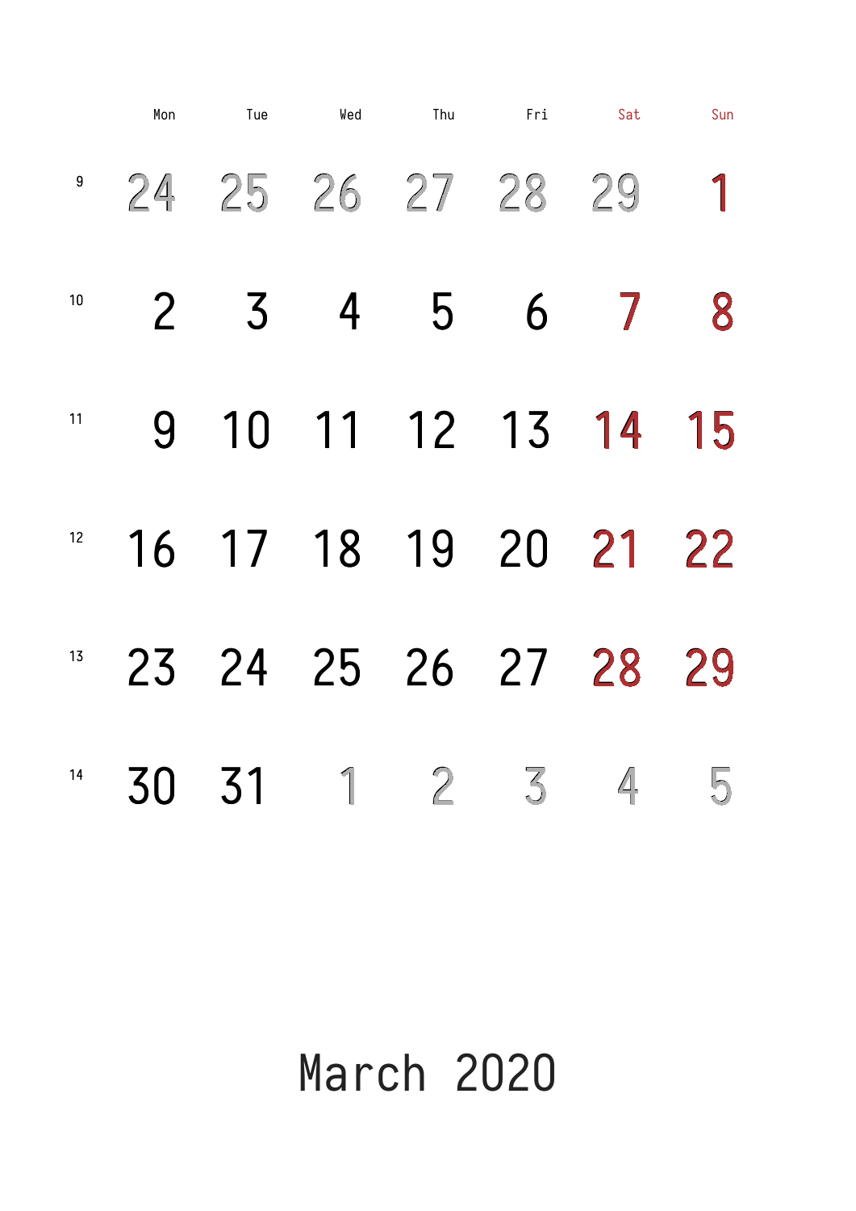| | Mon | Tue | Wed | Thu | Fri | Sat | Sun |
|---|---|---|---|---|---|---|---|
| 9 | 24 | 25 | 26 | 27 | 28 | 29 | 1 |
| 10 | 2 | 3 | 4 | 5 | 6 | 7 | 8 |
| 11 | 9 | 10 | 11 | 12 | 13 | 14 | 15 |
| 12 | 16 | 17 | 18 | 19 | 20 | 21 | 22 |
| 13 | 23 | 24 | 25 | 26 | 27 | 28 | 29 |
| 14 | 30 | 31 | 1 | 2 | 3 | 4 | 5 |

# March 2020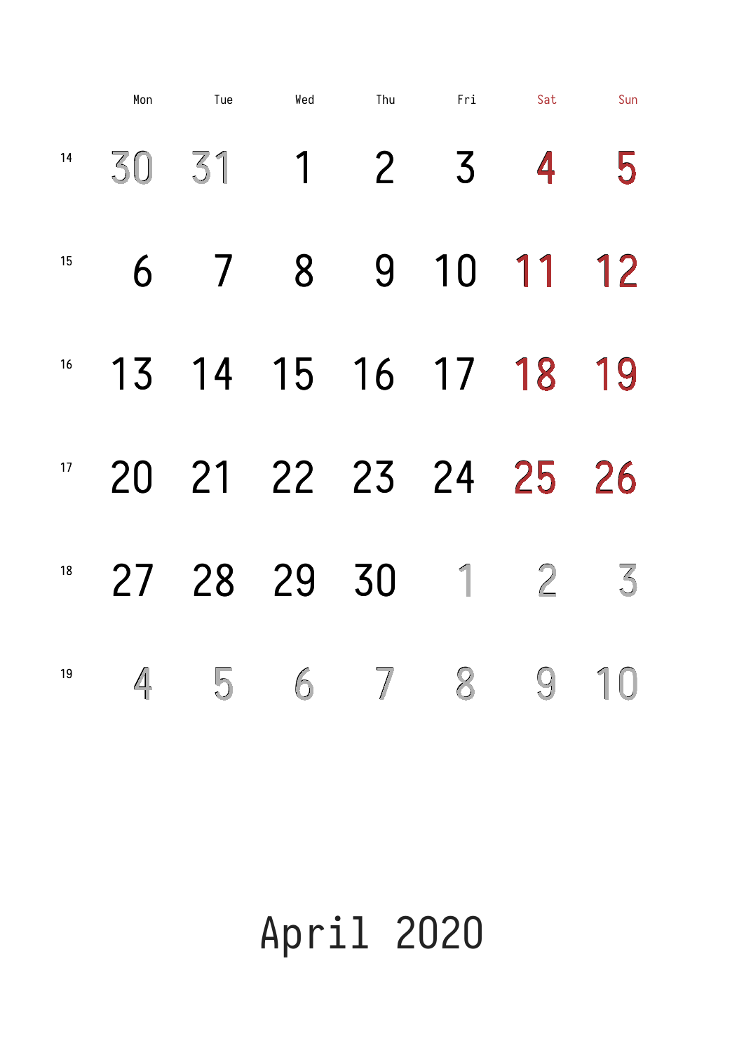|  | Mon | Tue | Wed | Thu | Fri | Sat | Sun |
|---|---|---|---|---|---|---|---|
| 14 | 30 | 31 | 1 | 2 | 3 | 4 | 5 |
| 15 | 6 | 7 | 8 | 9 | 10 | 11 | 12 |
| 16 | 13 | 14 | 15 | 16 | 17 | 18 | 19 |
| 17 | 20 | 21 | 22 | 23 | 24 | 25 | 26 |
| 18 | 27 | 28 | 29 | 30 | 1 | 2 | 3 |
| 19 | 4 | 5 | 6 | 7 | 8 | 9 | 10 |

# April 2020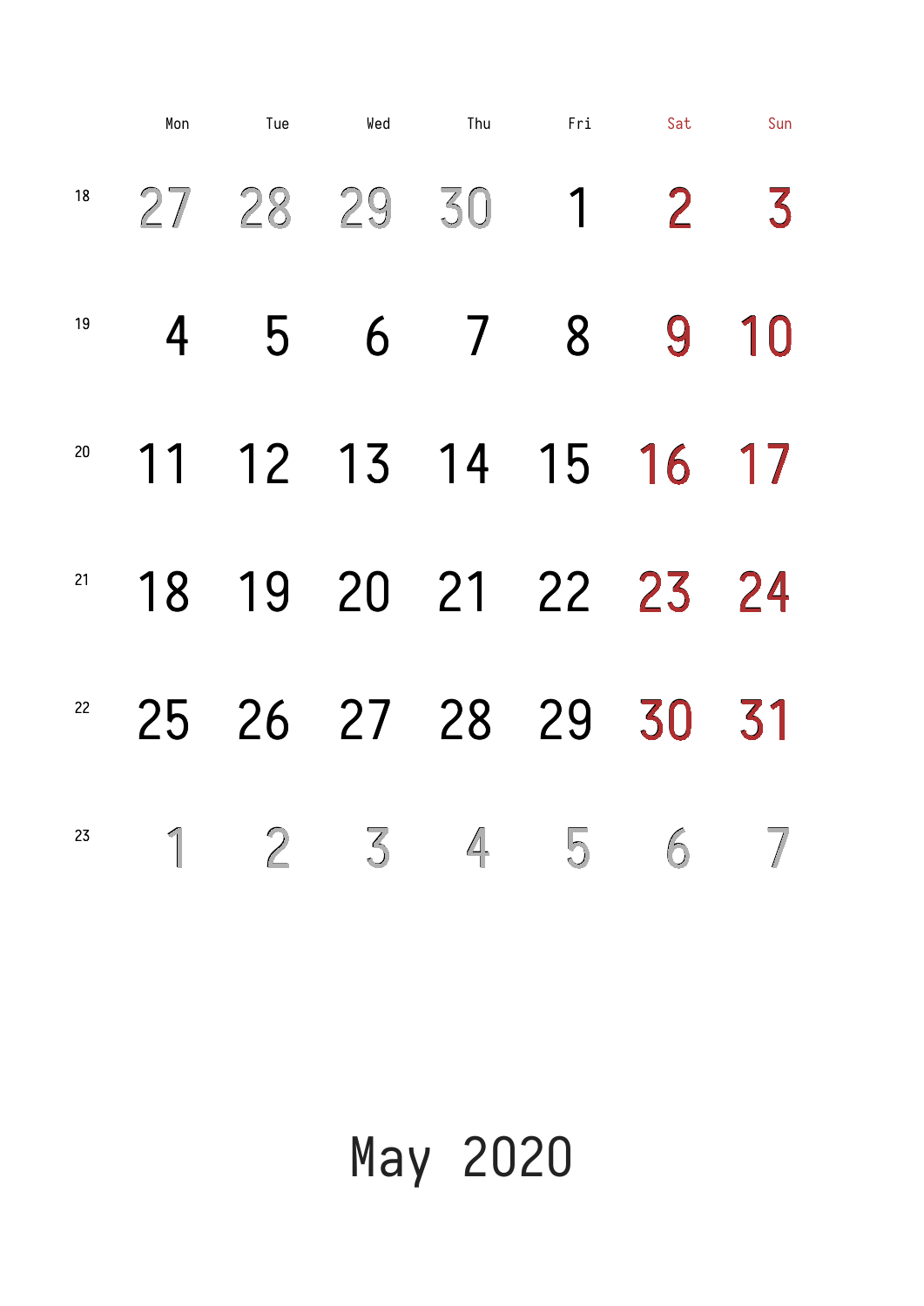|  | Mon | Tue | Wed | Thu | Fri | Sat | Sun |
|---|---|---|---|---|---|---|---|
| 18 | 27 | 28 | 29 | 30 | 1 | 2 | 3 |
| 19 | 4 | 5 | 6 | 7 | 8 | 9 | 10 |
| 20 | 11 | 12 | 13 | 14 | 15 | 16 | 17 |
| 21 | 18 | 19 | 20 | 21 | 22 | 23 | 24 |
| 22 | 25 | 26 | 27 | 28 | 29 | 30 | 31 |
| 23 | 1 | 2 | 3 | 4 | 5 | 6 | 7 |

# May 2020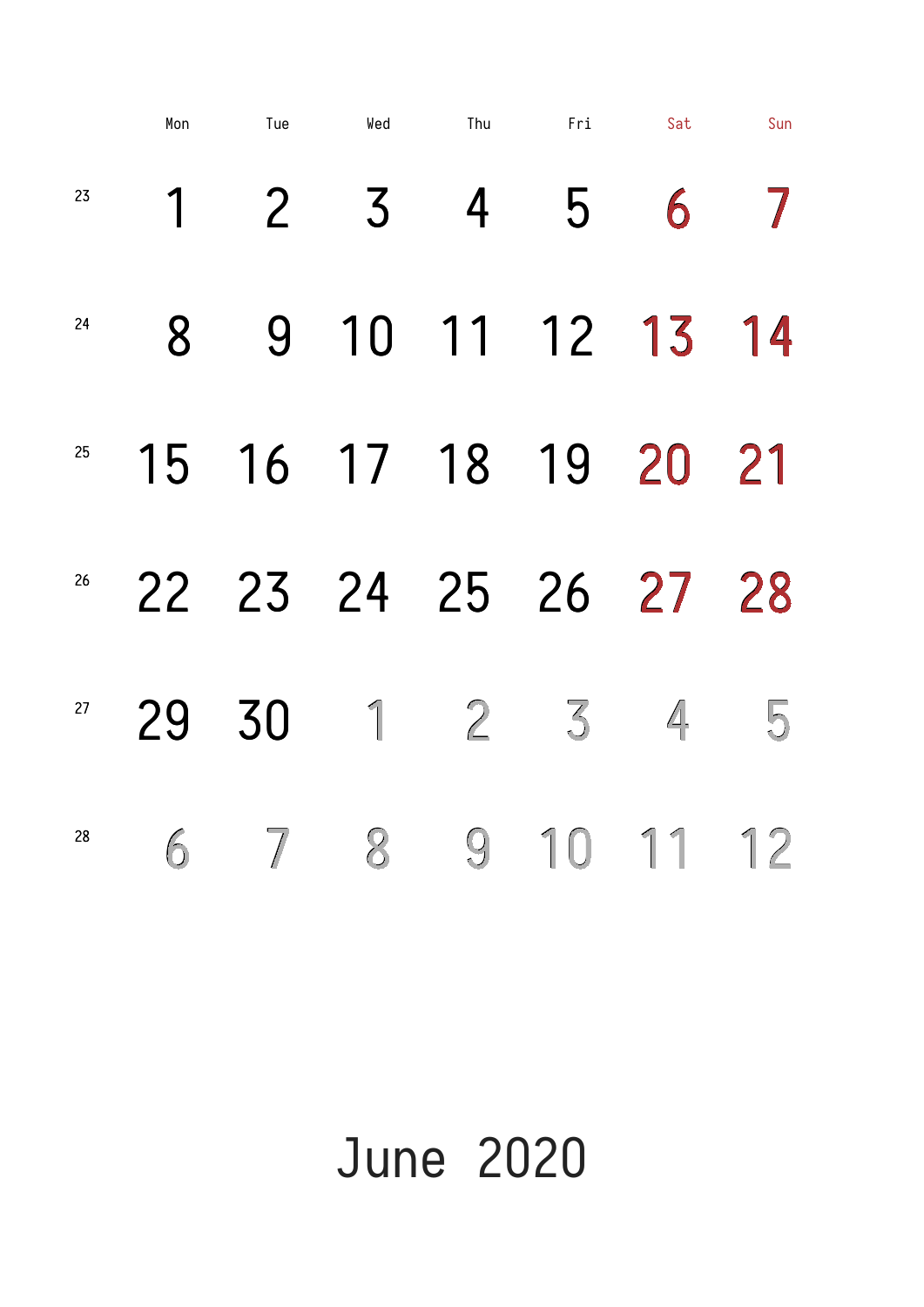|  | Mon | Tue | Wed | Thu | Fri | Sat | Sun |
|---|---|---|---|---|---|---|---|
| 23 | 1 | 2 | 3 | 4 | 5 | 6 | 7 |
| 24 | 8 | 9 | 10 | 11 | 12 | 13 | 14 |
| 25 | 15 | 16 | 17 | 18 | 19 | 20 | 21 |
| 26 | 22 | 23 | 24 | 25 | 26 | 27 | 28 |
| 27 | 29 | 30 | 1 | 2 | 3 | 4 | 5 |
| 28 | 6 | 7 | 8 | 9 | 10 | 11 | 12 |

# June 2020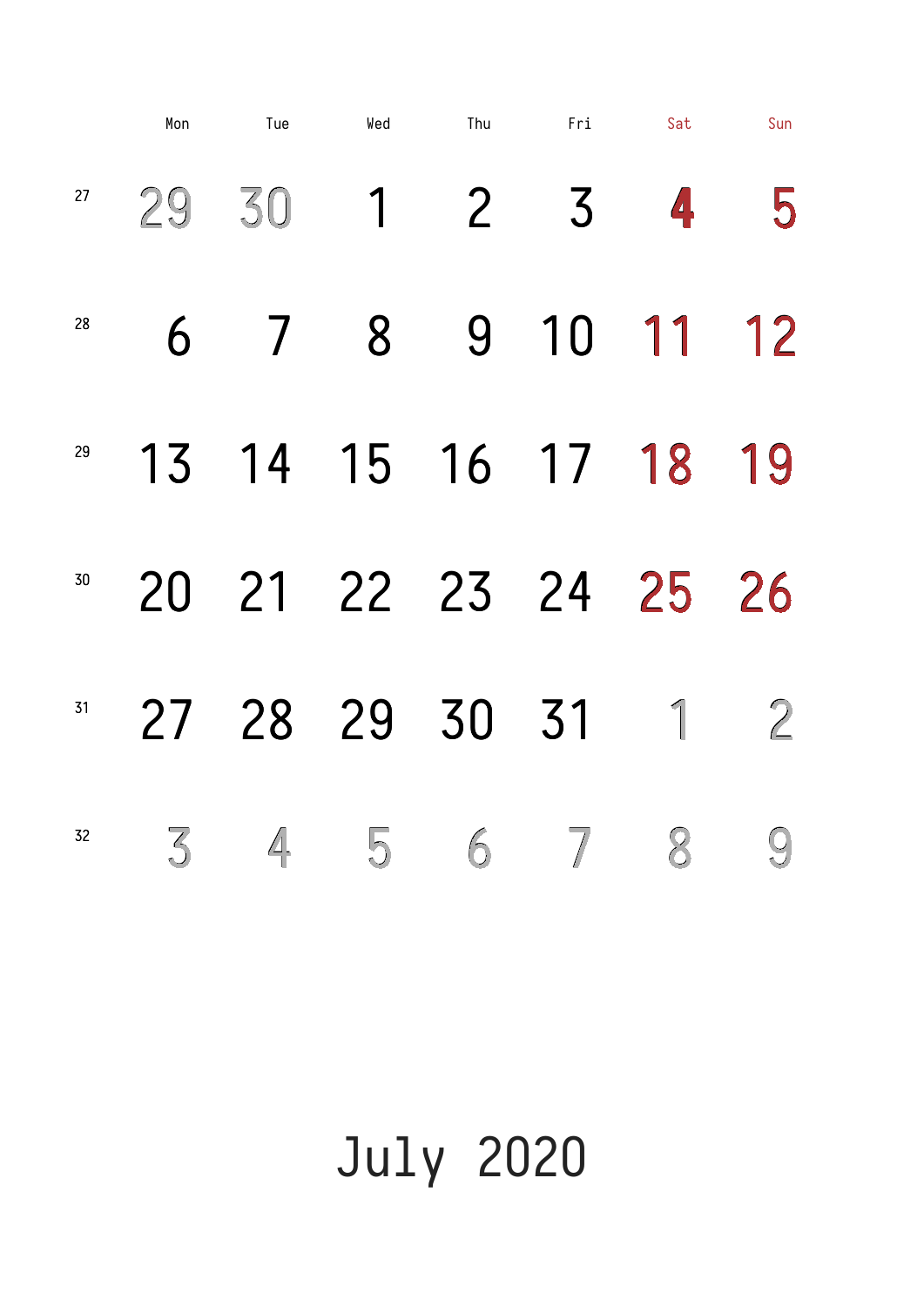| | Mon | Tue | Wed | Thu | Fri | Sat | Sun |
|---|---|---|---|---|---|---|---|
| 27 | 29 | 30 | 1 | 2 | 3 | 4 | 5 |
| 28 | 6 | 7 | 8 | 9 | 10 | 11 | 12 |
| 29 | 13 | 14 | 15 | 16 | 17 | 18 | 19 |
| 30 | 20 | 21 | 22 | 23 | 24 | 25 | 26 |
| 31 | 27 | 28 | 29 | 30 | 31 | 1 | 2 |
| 32 | 3 | 4 | 5 | 6 | 7 | 8 | 9 |

# July 2020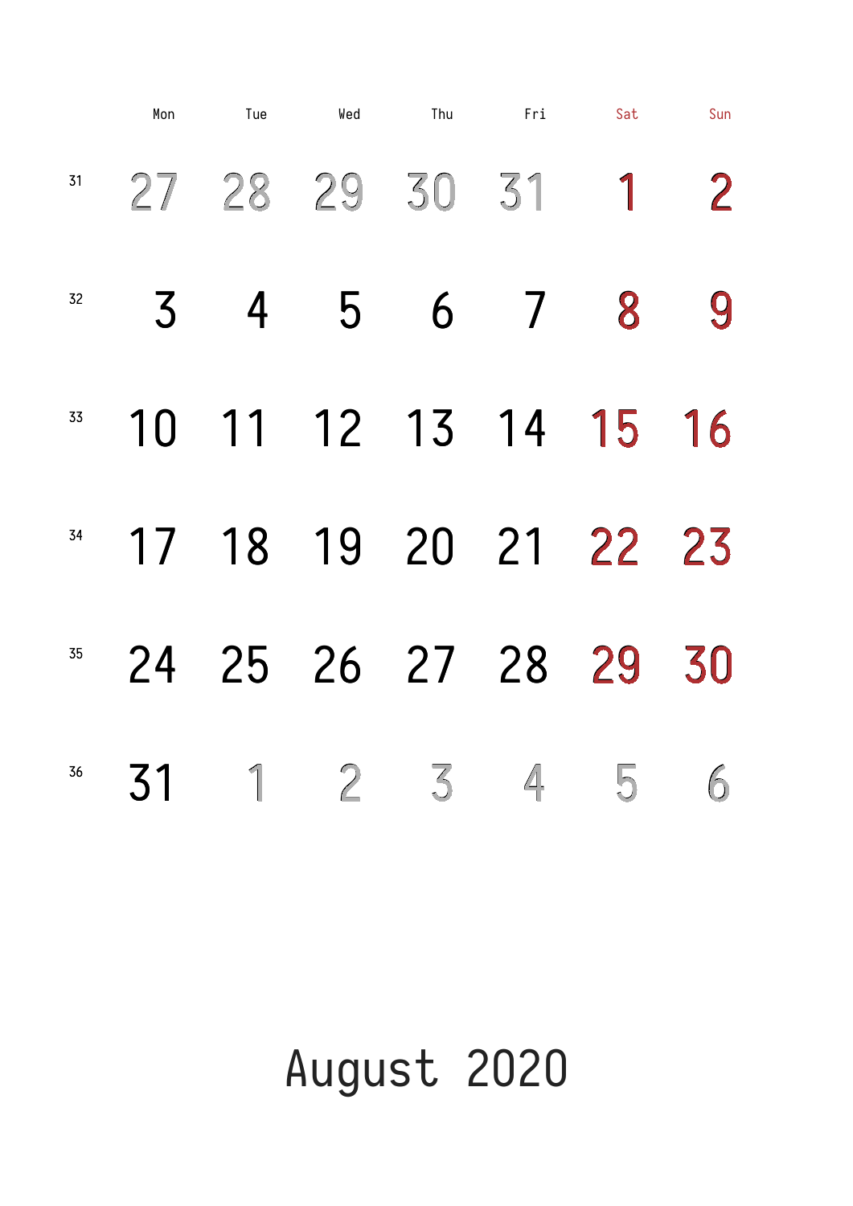|  | Mon | Tue | Wed | Thu | Fri | Sat | Sun |
|---|---|---|---|---|---|---|---|
| 31 | 27 | 28 | 29 | 30 | 31 | 1 | 2 |
| 32 | 3 | 4 | 5 | 6 | 7 | 8 | 9 |
| 33 | 10 | 11 | 12 | 13 | 14 | 15 | 16 |
| 34 | 17 | 18 | 19 | 20 | 21 | 22 | 23 |
| 35 | 24 | 25 | 26 | 27 | 28 | 29 | 30 |
| 36 | 31 | 1 | 2 | 3 | 4 | 5 | 6 |

# August 2020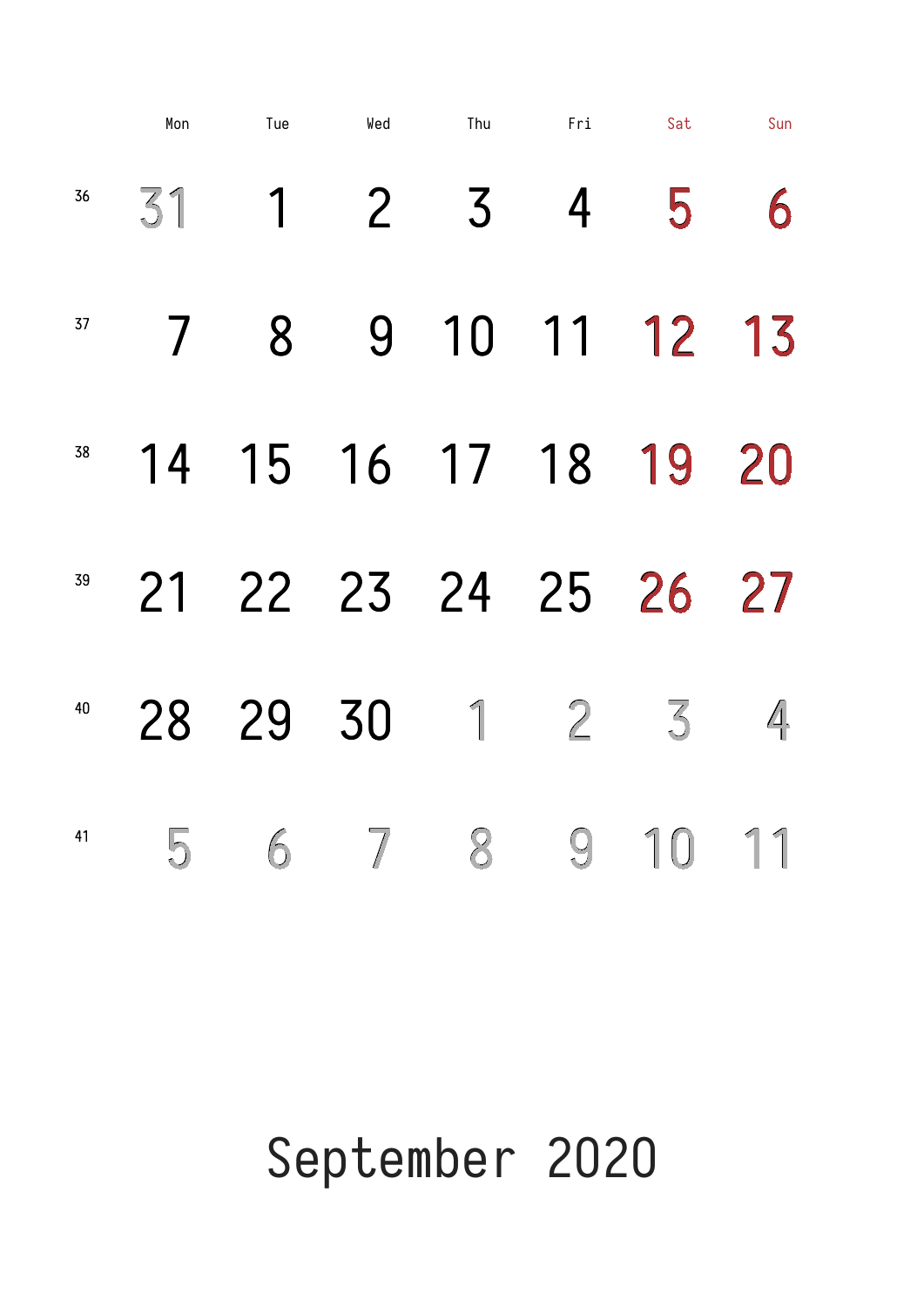|  | Mon | Tue | Wed | Thu | Fri | Sat | Sun |
| --- | --- | --- | --- | --- | --- | --- | --- |
| 36 | 31 | 1 | 2 | 3 | 4 | 5 | 6 |
| 37 | 7 | 8 | 9 | 10 | 11 | 12 | 13 |
| 38 | 14 | 15 | 16 | 17 | 18 | 19 | 20 |
| 39 | 21 | 22 | 23 | 24 | 25 | 26 | 27 |
| 40 | 28 | 29 | 30 | 1 | 2 | 3 | 4 |
| 41 | 5 | 6 | 7 | 8 | 9 | 10 | 11 |

# September 2020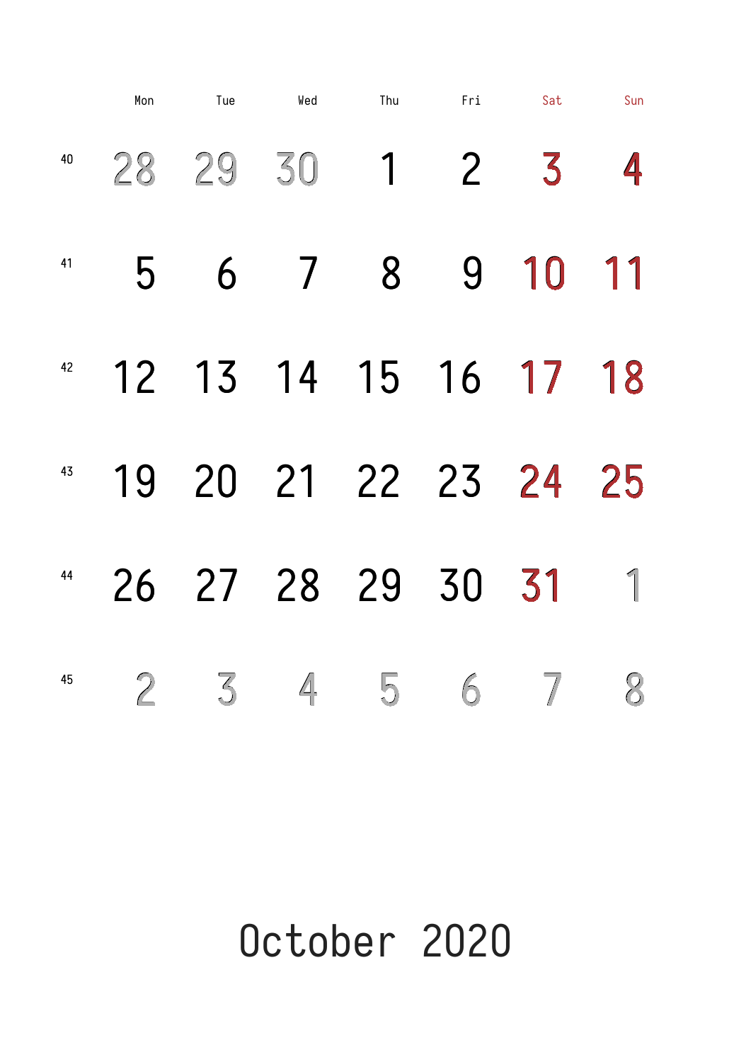|  | Mon | Tue | Wed | Thu | Fri | Sat | Sun |
|---|---|---|---|---|---|---|---|
| 40 | 28 | 29 | 30 | 1 | 2 | 3 | 4 |
| 41 | 5 | 6 | 7 | 8 | 9 | 10 | 11 |
| 42 | 12 | 13 | 14 | 15 | 16 | 17 | 18 |
| 43 | 19 | 20 | 21 | 22 | 23 | 24 | 25 |
| 44 | 26 | 27 | 28 | 29 | 30 | 31 | 1 |
| 45 | 2 | 3 | 4 | 5 | 6 | 7 | 8 |

# October 2020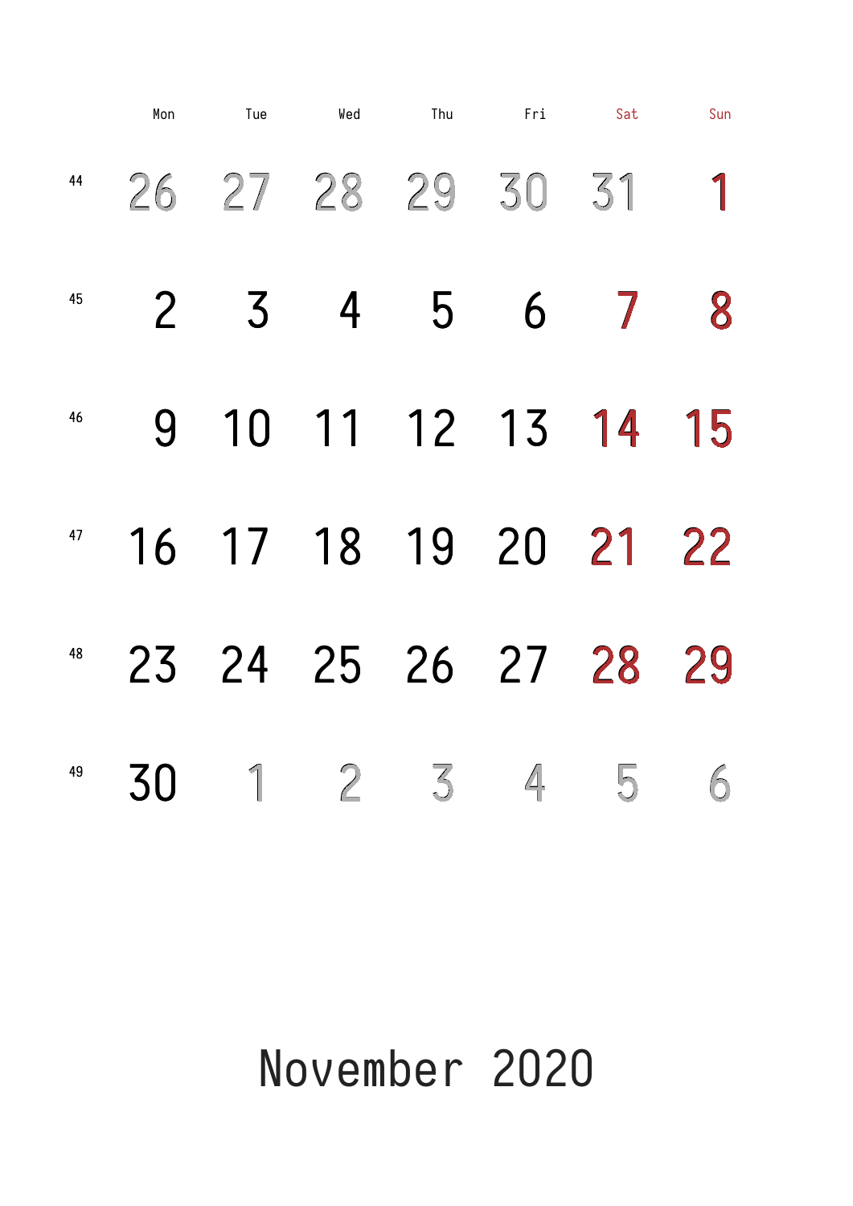|  | Mon | Tue | Wed | Thu | Fri | Sat | Sun |
|---|---|---|---|---|---|---|---|
| 44 | 26 | 27 | 28 | 29 | 30 | 31 | 1 |
| 45 | 2 | 3 | 4 | 5 | 6 | 7 | 8 |
| 46 | 9 | 10 | 11 | 12 | 13 | 14 | 15 |
| 47 | 16 | 17 | 18 | 19 | 20 | 21 | 22 |
| 48 | 23 | 24 | 25 | 26 | 27 | 28 | 29 |
| 49 | 30 | 1 | 2 | 3 | 4 | 5 | 6 |

# November 2020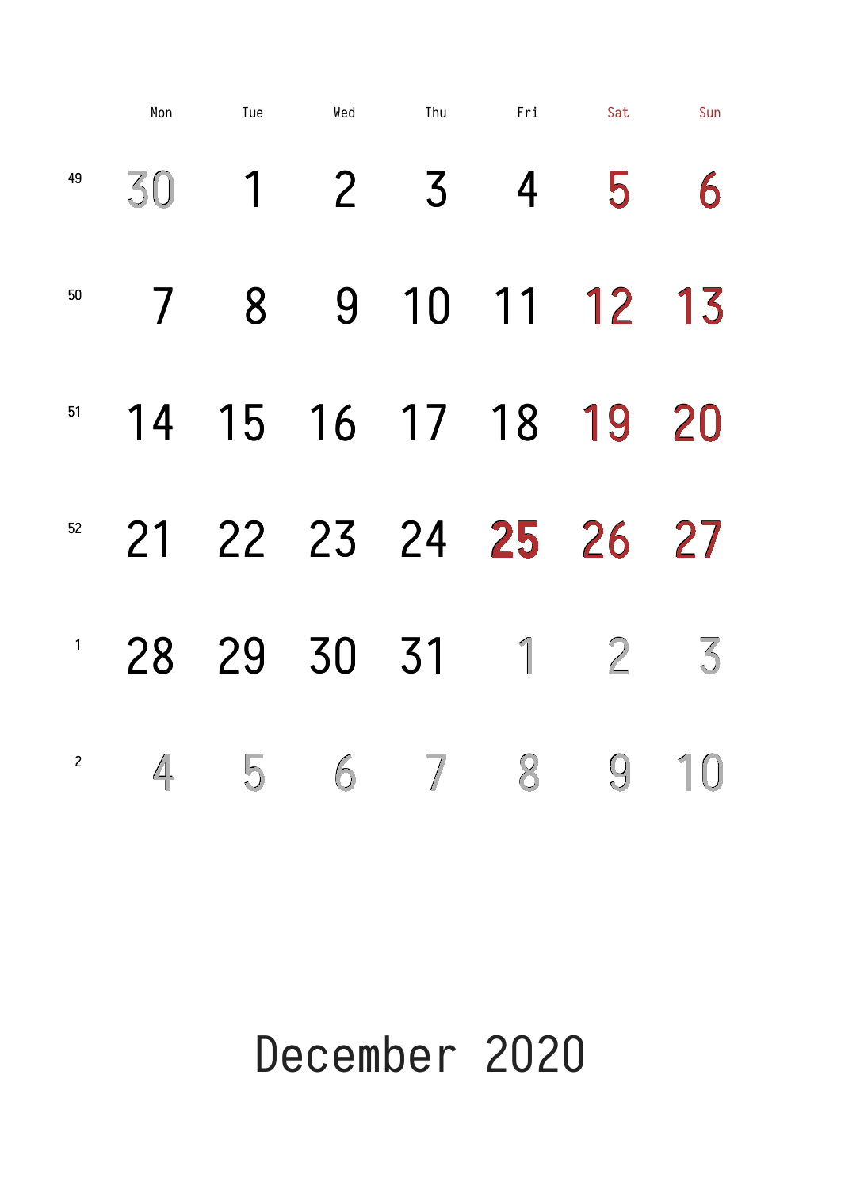| | Mon | Tue | Wed | Thu | Fri | Sat | Sun |
|---|---|---|---|---|---|---|---|
| 49 | 30 | 1 | 2 | 3 | 4 | 5 | 6 |
| 50 | 7 | 8 | 9 | 10 | 11 | 12 | 13 |
| 51 | 14 | 15 | 16 | 17 | 18 | 19 | 20 |
| 52 | 21 | 22 | 23 | 24 | 25 | 26 | 27 |
| 1 | 28 | 29 | 30 | 31 | 1 | 2 | 3 |
| 2 | 4 | 5 | 6 | 7 | 8 | 9 | 10 |

# December 2020